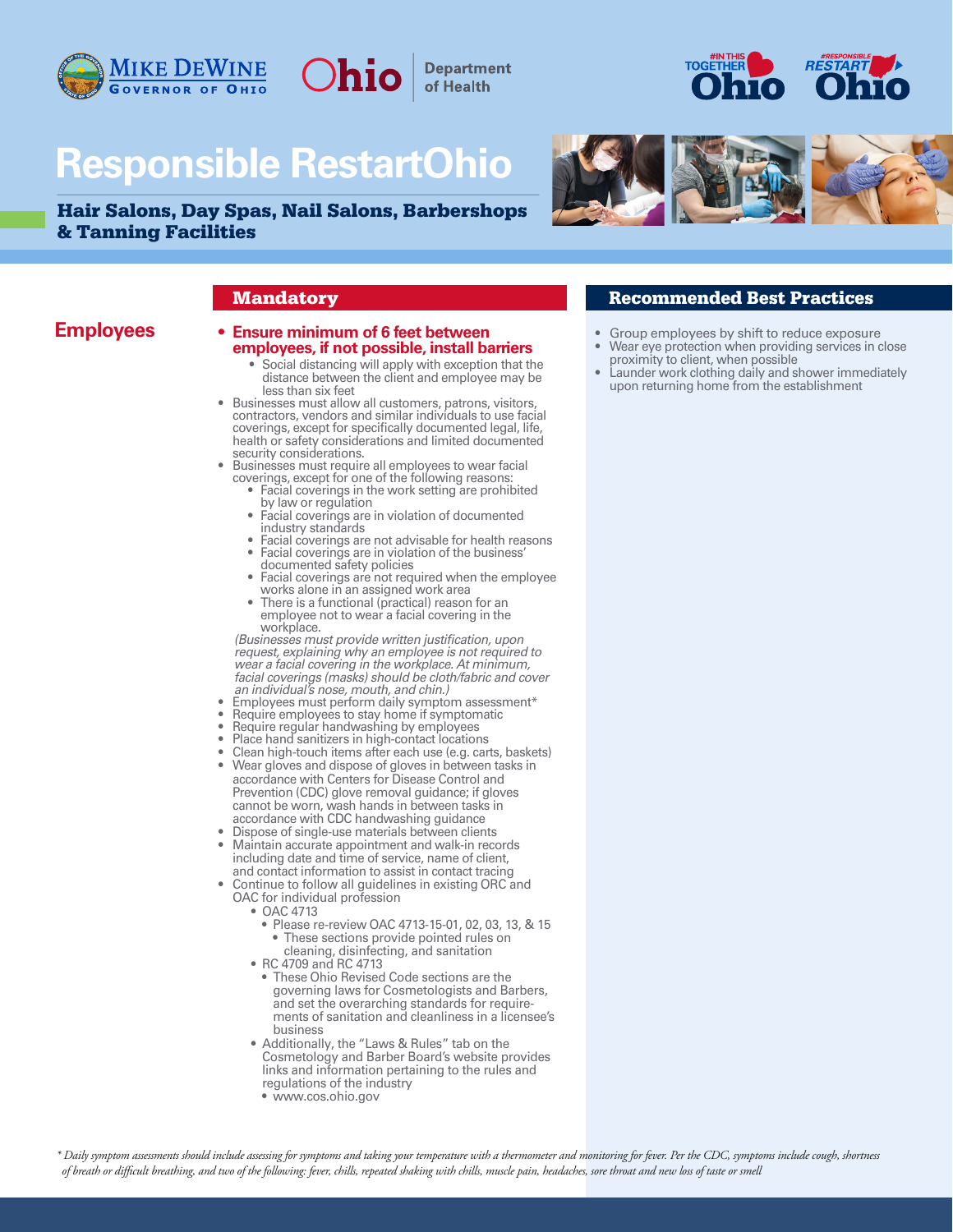# Responsible RestartOhio

## Hair Salons, Day Spas, Nail Salons, Barbershops & Tanning Facilities

## Employees

### Mandatory

- **Ensure minimum of 6 feet between employees, if not possible, install barriers**
  - Social distancing will apply with exception that the distance between the client and employee may be less than six feet
- Businesses must allow all customers, patrons, visitors, contractors, vendors and similar individuals to use facial coverings, except for specifically documented legal, life, health or safety considerations and limited documented security considerations.
- Businesses must require all employees to wear facial coverings, except for one of the following reasons:
  - Facial coverings in the work setting are prohibited by law or regulation
  - Facial coverings are in violation of documented industry standards
  - Facial coverings are not advisable for health reasons
  - Facial coverings are in violation of the business' documented safety policies
  - Facial coverings are not required when the employee works alone in an assigned work area
  - There is a functional (practical) reason for an employee not to wear a facial covering in the workplace.

  *(Businesses must provide written justification, upon request, explaining why an employee is not required to wear a facial covering in the workplace. At minimum, facial coverings (masks) should be cloth/fabric and cover an individual's nose, mouth, and chin.)*
- Employees must perform daily symptom assessment*
- Require employees to stay home if symptomatic
- Require regular handwashing by employees
- Place hand sanitizers in high-contact locations
- Clean high-touch items after each use (e.g. carts, baskets)
- Wear gloves and dispose of gloves in between tasks in accordance with Centers for Disease Control and Prevention (CDC) glove removal guidance; if gloves cannot be worn, wash hands in between tasks in accordance with CDC handwashing guidance
- Dispose of single-use materials between clients
- Maintain accurate appointment and walk-in records including date and time of service, name of client, and contact information to assist in contact tracing
- Continue to follow all guidelines in existing ORC and OAC for individual profession
  - OAC 4713
    - Please re-review OAC 4713-15-01, 02, 03, 13, & 15
      - These sections provide pointed rules on cleaning, disinfecting, and sanitation
  - RC 4709 and RC 4713
    - These Ohio Revised Code sections are the governing laws for Cosmetologists and Barbers, and set the overarching standards for requirements of sanitation and cleanliness in a licensee's business
  - Additionally, the "Laws & Rules" tab on the Cosmetology and Barber Board's website provides links and information pertaining to the rules and regulations of the industry
    - www.cos.ohio.gov

### Recommended Best Practices

- Group employees by shift to reduce exposure
- Wear eye protection when providing services in close proximity to client, when possible
- Launder work clothing daily and shower immediately upon returning home from the establishment

*\* Daily symptom assessments should include assessing for symptoms and taking your temperature with a thermometer and monitoring for fever. Per the CDC, symptoms include cough, shortness of breath or difficult breathing, and two of the following: fever, chills, repeated shaking with chills, muscle pain, headaches, sore throat and new loss of taste or smell*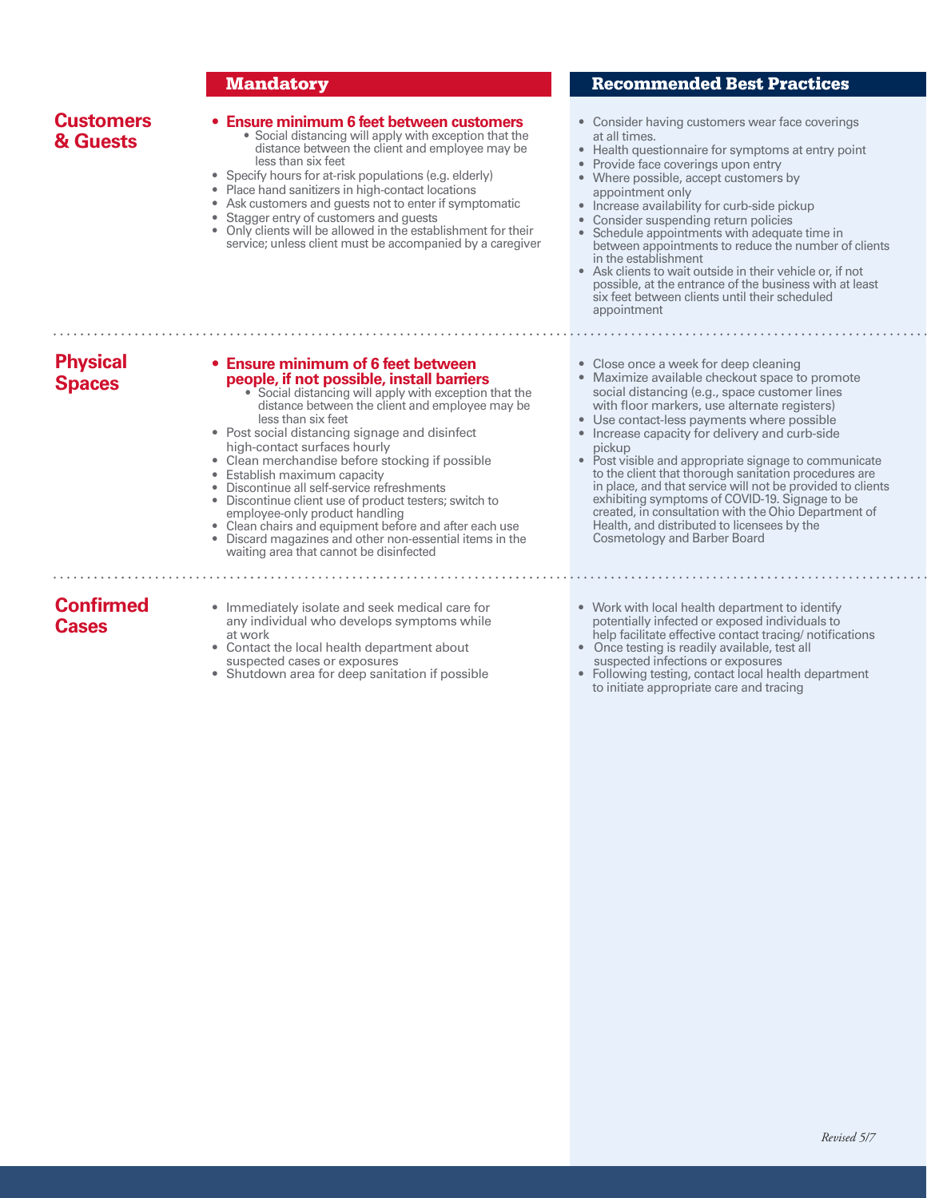| | Mandatory | Recommended Best Practices |
|---|---|---|
| **Customers & Guests** | • **Ensure minimum 6 feet between customers**<br>  ◦ Social distancing will apply with exception that the distance between the client and employee may be less than six feet<br>• Specify hours for at-risk populations (e.g. elderly)<br>• Place hand sanitizers in high-contact locations<br>• Ask customers and guests not to enter if symptomatic<br>• Stagger entry of customers and guests<br>• Only clients will be allowed in the establishment for their service; unless client must be accompanied by a caregiver | • Consider having customers wear face coverings at all times.<br>• Health questionnaire for symptoms at entry point<br>• Provide face coverings upon entry<br>• Where possible, accept customers by appointment only<br>• Increase availability for curb-side pickup<br>• Consider suspending return policies<br>• Schedule appointments with adequate time in between appointments to reduce the number of clients in the establishment<br>• Ask clients to wait outside in their vehicle or, if not possible, at the entrance of the business with at least six feet between clients until their scheduled appointment |
| **Physical Spaces** | • **Ensure minimum of 6 feet between people, if not possible, install barriers**<br>  ◦ Social distancing will apply with exception that the distance between the client and employee may be less than six feet<br>• Post social distancing signage and disinfect high-contact surfaces hourly<br>• Clean merchandise before stocking if possible<br>• Establish maximum capacity<br>• Discontinue all self-service refreshments<br>• Discontinue client use of product testers; switch to employee-only product handling<br>• Clean chairs and equipment before and after each use<br>• Discard magazines and other non-essential items in the waiting area that cannot be disinfected | • Close once a week for deep cleaning<br>• Maximize available checkout space to promote social distancing (e.g., space customer lines with floor markers, use alternate registers)<br>• Use contact-less payments where possible<br>• Increase capacity for delivery and curb-side pickup<br>• Post visible and appropriate signage to communicate to the client that thorough sanitation procedures are in place, and that service will not be provided to clients exhibiting symptoms of COVID-19. Signage to be created, in consultation with the Ohio Department of Health, and distributed to licensees by the Cosmetology and Barber Board |
| **Confirmed Cases** | • Immediately isolate and seek medical care for any individual who develops symptoms while at work<br>• Contact the local health department about suspected cases or exposures<br>• Shutdown area for deep sanitation if possible | • Work with local health department to identify potentially infected or exposed individuals to help facilitate effective contact tracing/ notifications<br>• Once testing is readily available, test all suspected infections or exposures<br>• Following testing, contact local health department to initiate appropriate care and tracing |

*Revised 5/7*